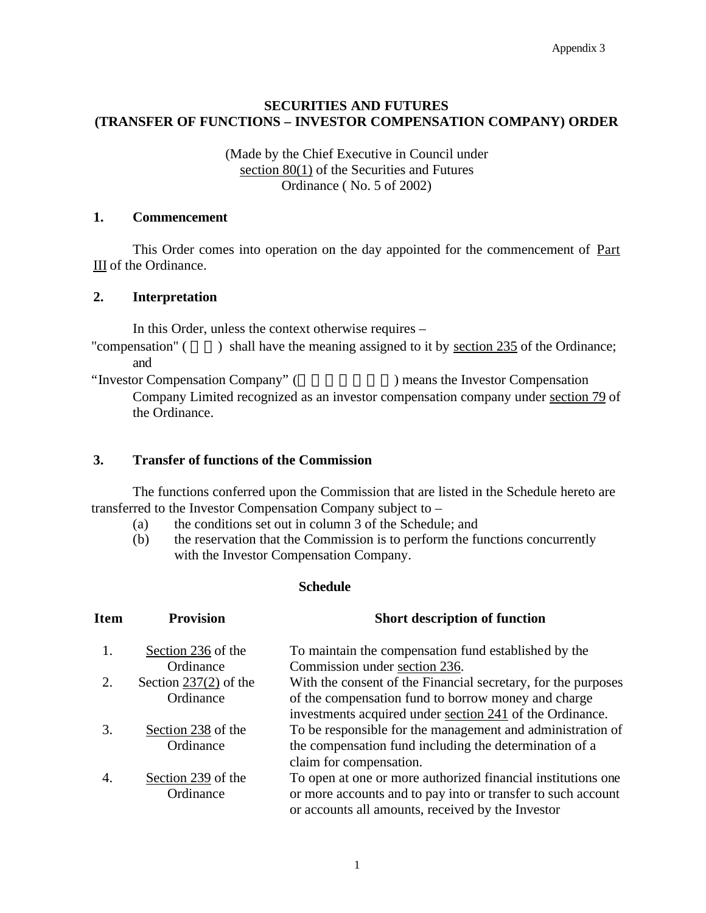Appendix 3

# SECURITIES AND FUTURES
# (TRANSFER OF FUNCTIONS – INVESTOR COMPENSATION COMPANY) ORDER

(Made by the Chief Executive in Council under section 80(1) of the Securities and Futures Ordinance ( No. 5 of 2002)

## 1. Commencement

This Order comes into operation on the day appointed for the commencement of Part III of the Ordinance.

## 2. Interpretation

In this Order, unless the context otherwise requires –

"compensation" ( ) shall have the meaning assigned to it by section 235 of the Ordinance; and

"Investor Compensation Company" ( ) means the Investor Compensation Company Limited recognized as an investor compensation company under section 79 of the Ordinance.

## 3. Transfer of functions of the Commission

The functions conferred upon the Commission that are listed in the Schedule hereto are transferred to the Investor Compensation Company subject to –

(a) the conditions set out in column 3 of the Schedule; and

(b) the reservation that the Commission is to perform the functions concurrently with the Investor Compensation Company.

### Schedule

| Item | Provision | Short description of function |
|---|---|---|
| 1. | Section 236 of the Ordinance | To maintain the compensation fund established by the Commission under section 236. |
| 2. | Section 237(2) of the Ordinance | With the consent of the Financial secretary, for the purposes of the compensation fund to borrow money and charge investments acquired under section 241 of the Ordinance. |
| 3. | Section 238 of the Ordinance | To be responsible for the management and administration of the compensation fund including the determination of a claim for compensation. |
| 4. | Section 239 of the Ordinance | To open at one or more authorized financial institutions one or more accounts and to pay into or transfer to such account or accounts all amounts, received by the Investor |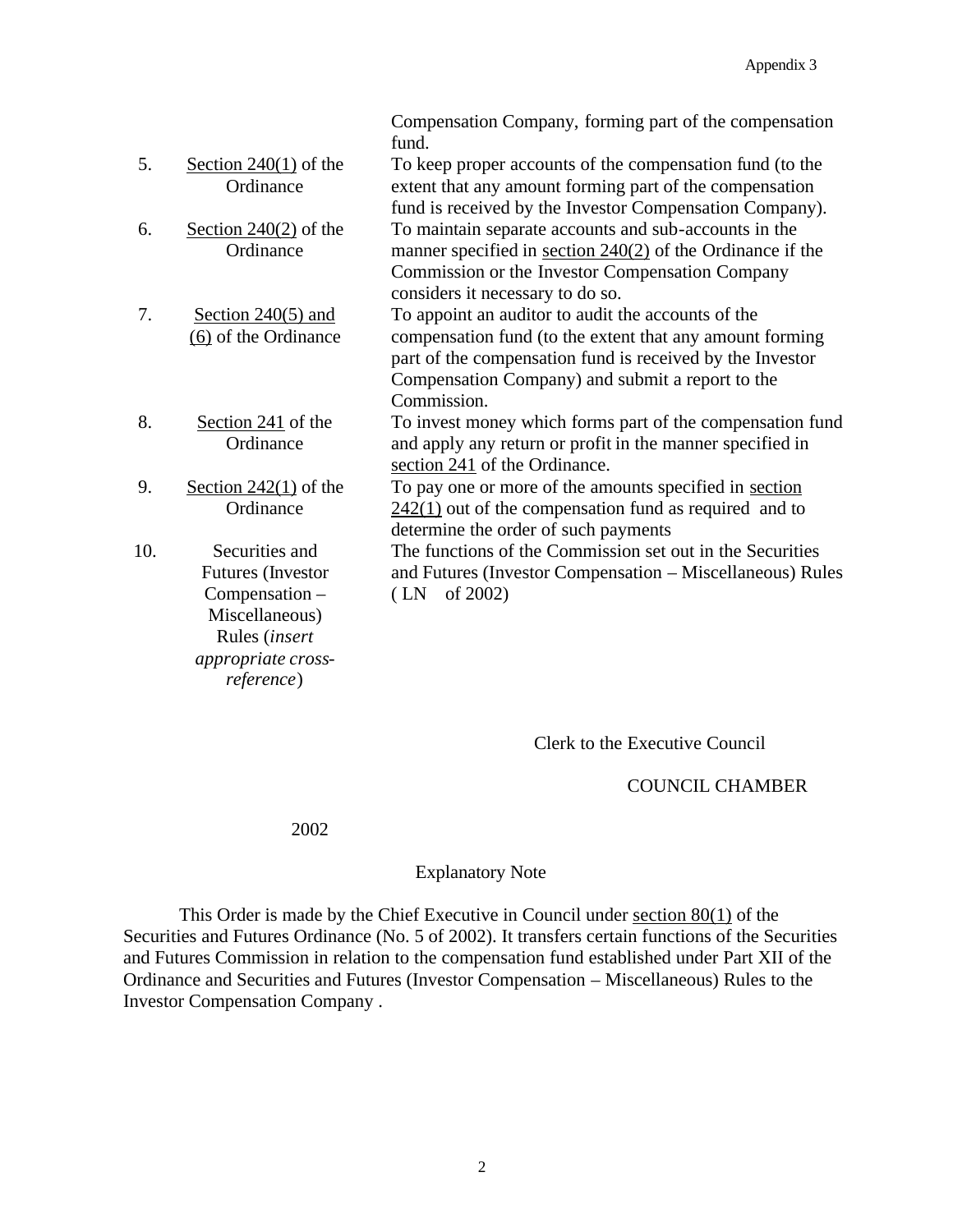| | | |
|---|---|---|
| | | Compensation Company, forming part of the compensation fund. |
| 5. | Section 240(1) of the Ordinance | To keep proper accounts of the compensation fund (to the extent that any amount forming part of the compensation fund is received by the Investor Compensation Company). |
| 6. | Section 240(2) of the Ordinance | To maintain separate accounts and sub-accounts in the manner specified in section 240(2) of the Ordinance if the Commission or the Investor Compensation Company considers it necessary to do so. |
| 7. | Section 240(5) and (6) of the Ordinance | To appoint an auditor to audit the accounts of the compensation fund (to the extent that any amount forming part of the compensation fund is received by the Investor Compensation Company) and submit a report to the Commission. |
| 8. | Section 241 of the Ordinance | To invest money which forms part of the compensation fund and apply any return or profit in the manner specified in section 241 of the Ordinance. |
| 9. | Section 242(1) of the Ordinance | To pay one or more of the amounts specified in section 242(1) out of the compensation fund as required and to determine the order of such payments |
| 10. | Securities and Futures (Investor Compensation – Miscellaneous) Rules (*insert appropriate cross-reference*) | The functions of the Commission set out in the Securities and Futures (Investor Compensation – Miscellaneous) Rules ( LN of 2002) |

Clerk to the Executive Council

COUNCIL CHAMBER

2002

## Explanatory Note

This Order is made by the Chief Executive in Council under section 80(1) of the Securities and Futures Ordinance (No. 5 of 2002). It transfers certain functions of the Securities and Futures Commission in relation to the compensation fund established under Part XII of the Ordinance and Securities and Futures (Investor Compensation – Miscellaneous) Rules to the Investor Compensation Company .